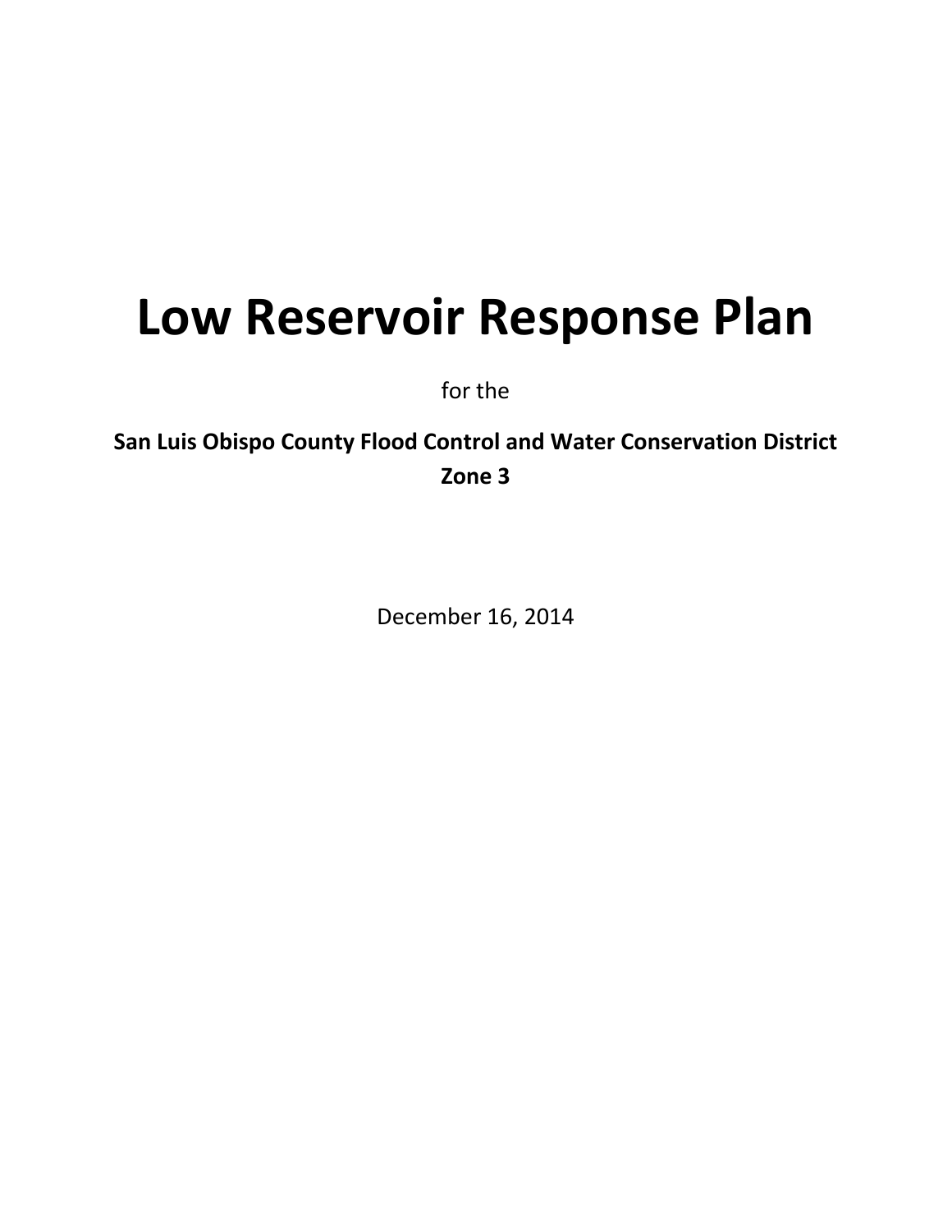# Low Reservoir Response Plan

for the

**San Luis Obispo County Flood Control and Water Conservation District**
**Zone 3**

December 16, 2014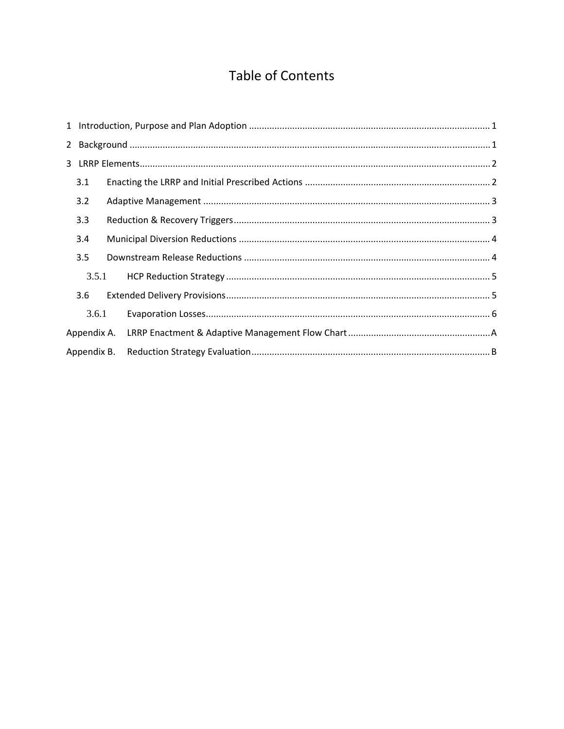# Table of Contents

1 Introduction, Purpose and Plan Adoption ............................................................................................. 1

2 Background .......................................................................................................................................... 1

3 LRRP Elements ...................................................................................................................................... 2

3.1 Enacting the LRRP and Initial Prescribed Actions ........................................................................ 2

3.2 Adaptive Management ................................................................................................................ 3

3.3 Reduction & Recovery Triggers .................................................................................................... 3

3.4 Municipal Diversion Reductions .................................................................................................. 4

3.5 Downstream Release Reductions ................................................................................................ 4

3.5.1 HCP Reduction Strategy ........................................................................................................ 5

3.6 Extended Delivery Provisions ....................................................................................................... 5

3.6.1 Evaporation Losses ............................................................................................................... 6

Appendix A. LRRP Enactment & Adaptive Management Flow Chart ....................................................... A

Appendix B. Reduction Strategy Evaluation ............................................................................................ B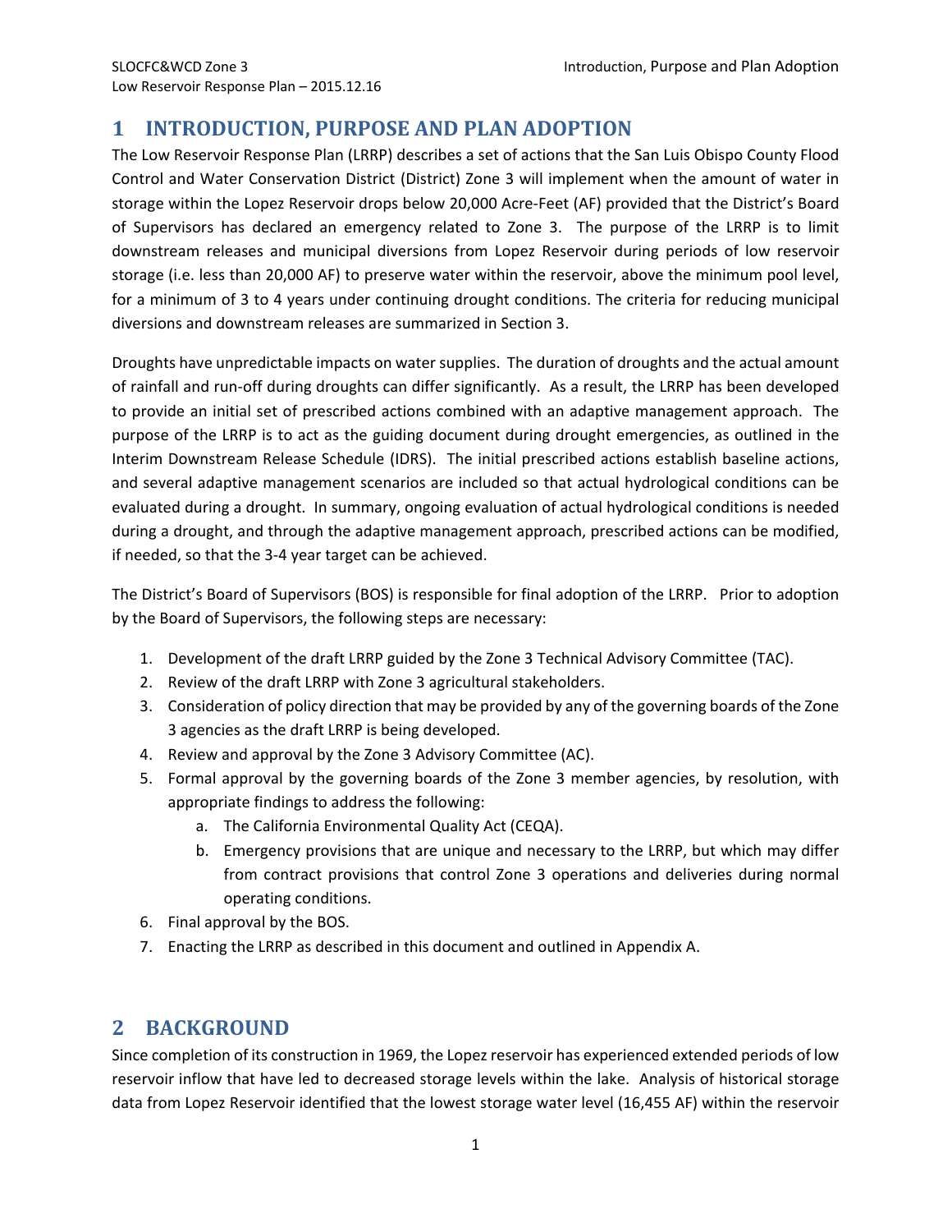# 1 INTRODUCTION, PURPOSE AND PLAN ADOPTION

The Low Reservoir Response Plan (LRRP) describes a set of actions that the San Luis Obispo County Flood Control and Water Conservation District (District) Zone 3 will implement when the amount of water in storage within the Lopez Reservoir drops below 20,000 Acre-Feet (AF) provided that the District's Board of Supervisors has declared an emergency related to Zone 3. The purpose of the LRRP is to limit downstream releases and municipal diversions from Lopez Reservoir during periods of low reservoir storage (i.e. less than 20,000 AF) to preserve water within the reservoir, above the minimum pool level, for a minimum of 3 to 4 years under continuing drought conditions. The criteria for reducing municipal diversions and downstream releases are summarized in Section 3.

Droughts have unpredictable impacts on water supplies. The duration of droughts and the actual amount of rainfall and run-off during droughts can differ significantly. As a result, the LRRP has been developed to provide an initial set of prescribed actions combined with an adaptive management approach. The purpose of the LRRP is to act as the guiding document during drought emergencies, as outlined in the Interim Downstream Release Schedule (IDRS). The initial prescribed actions establish baseline actions, and several adaptive management scenarios are included so that actual hydrological conditions can be evaluated during a drought. In summary, ongoing evaluation of actual hydrological conditions is needed during a drought, and through the adaptive management approach, prescribed actions can be modified, if needed, so that the 3-4 year target can be achieved.

The District's Board of Supervisors (BOS) is responsible for final adoption of the LRRP. Prior to adoption by the Board of Supervisors, the following steps are necessary:

1. Development of the draft LRRP guided by the Zone 3 Technical Advisory Committee (TAC).
2. Review of the draft LRRP with Zone 3 agricultural stakeholders.
3. Consideration of policy direction that may be provided by any of the governing boards of the Zone 3 agencies as the draft LRRP is being developed.
4. Review and approval by the Zone 3 Advisory Committee (AC).
5. Formal approval by the governing boards of the Zone 3 member agencies, by resolution, with appropriate findings to address the following:
   a. The California Environmental Quality Act (CEQA).
   b. Emergency provisions that are unique and necessary to the LRRP, but which may differ from contract provisions that control Zone 3 operations and deliveries during normal operating conditions.
6. Final approval by the BOS.
7. Enacting the LRRP as described in this document and outlined in Appendix A.

# 2 BACKGROUND

Since completion of its construction in 1969, the Lopez reservoir has experienced extended periods of low reservoir inflow that have led to decreased storage levels within the lake. Analysis of historical storage data from Lopez Reservoir identified that the lowest storage water level (16,455 AF) within the reservoir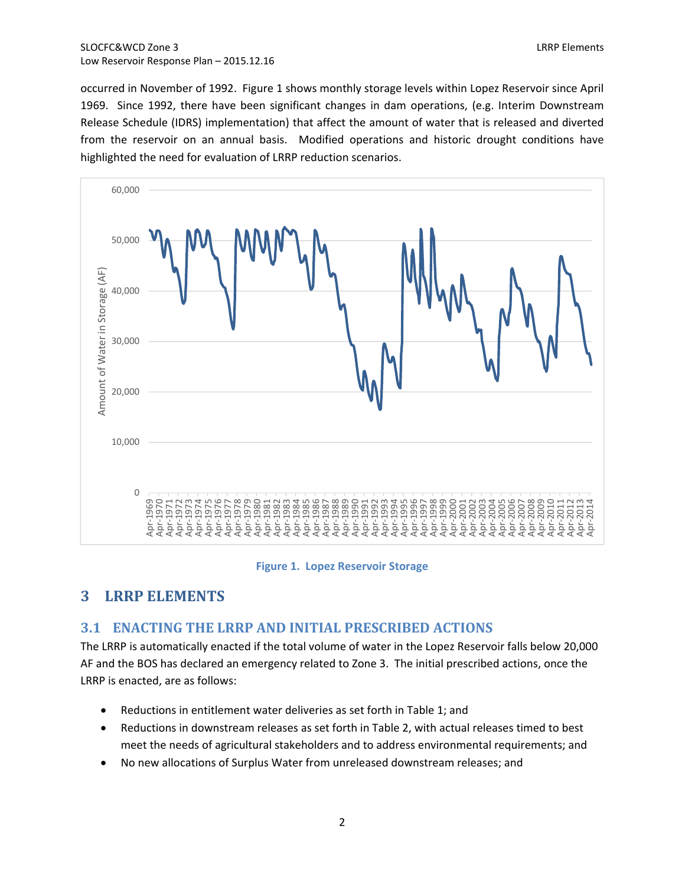occurred in November of 1992. Figure 1 shows monthly storage levels within Lopez Reservoir since April 1969. Since 1992, there have been significant changes in dam operations, (e.g. Interim Downstream Release Schedule (IDRS) implementation) that affect the amount of water that is released and diverted from the reservoir on an annual basis. Modified operations and historic drought conditions have highlighted the need for evaluation of LRRP reduction scenarios.

**Figure 1. Lopez Reservoir Storage**

# 3 LRRP ELEMENTS

## 3.1 ENACTING THE LRRP AND INITIAL PRESCRIBED ACTIONS

The LRRP is automatically enacted if the total volume of water in the Lopez Reservoir falls below 20,000 AF and the BOS has declared an emergency related to Zone 3. The initial prescribed actions, once the LRRP is enacted, are as follows:

- Reductions in entitlement water deliveries as set forth in Table 1; and
- Reductions in downstream releases as set forth in Table 2, with actual releases timed to best meet the needs of agricultural stakeholders and to address environmental requirements; and
- No new allocations of Surplus Water from unreleased downstream releases; and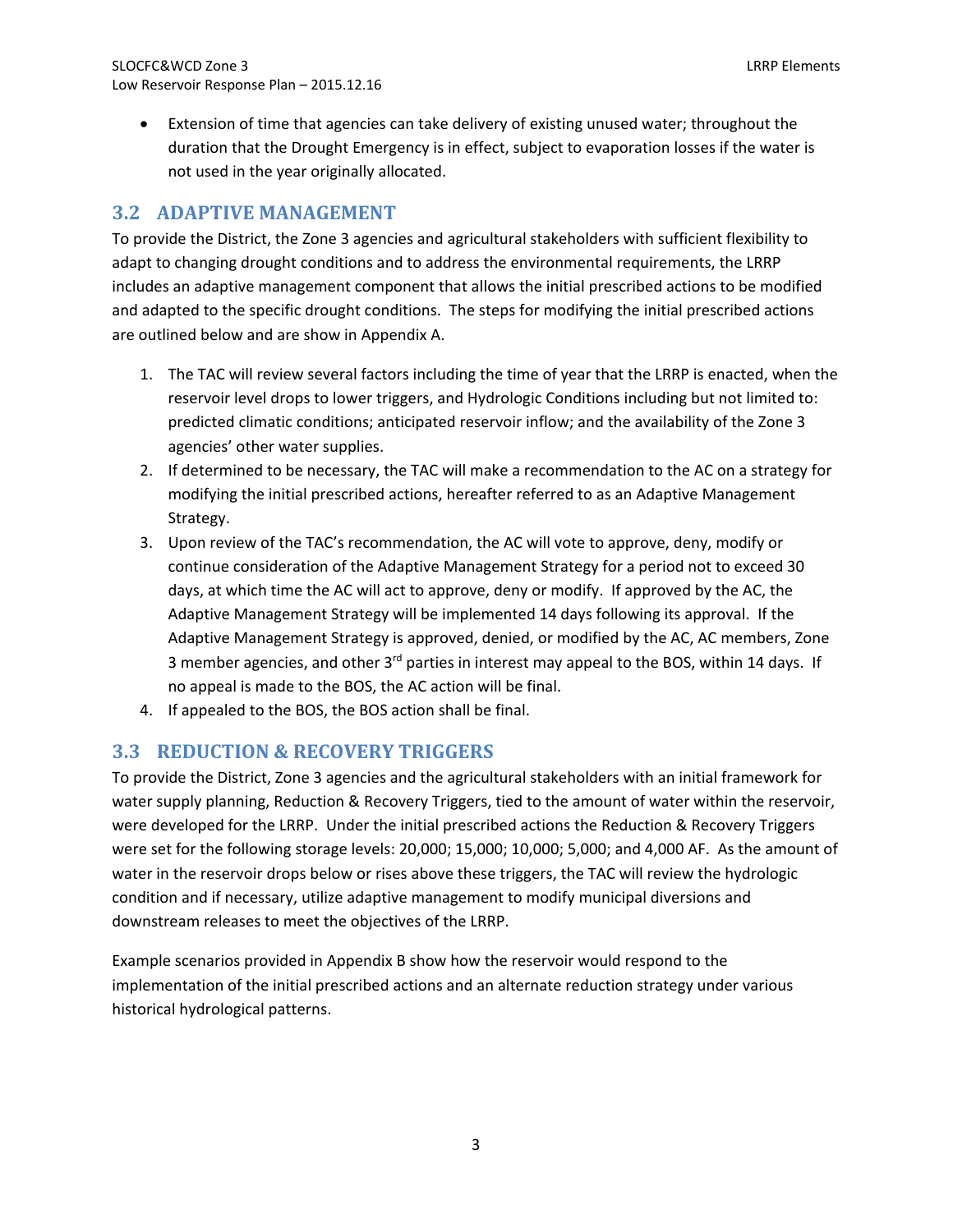- Extension of time that agencies can take delivery of existing unused water; throughout the duration that the Drought Emergency is in effect, subject to evaporation losses if the water is not used in the year originally allocated.

## 3.2 ADAPTIVE MANAGEMENT

To provide the District, the Zone 3 agencies and agricultural stakeholders with sufficient flexibility to adapt to changing drought conditions and to address the environmental requirements, the LRRP includes an adaptive management component that allows the initial prescribed actions to be modified and adapted to the specific drought conditions. The steps for modifying the initial prescribed actions are outlined below and are show in Appendix A.

1. The TAC will review several factors including the time of year that the LRRP is enacted, when the reservoir level drops to lower triggers, and Hydrologic Conditions including but not limited to: predicted climatic conditions; anticipated reservoir inflow; and the availability of the Zone 3 agencies' other water supplies.
2. If determined to be necessary, the TAC will make a recommendation to the AC on a strategy for modifying the initial prescribed actions, hereafter referred to as an Adaptive Management Strategy.
3. Upon review of the TAC's recommendation, the AC will vote to approve, deny, modify or continue consideration of the Adaptive Management Strategy for a period not to exceed 30 days, at which time the AC will act to approve, deny or modify. If approved by the AC, the Adaptive Management Strategy will be implemented 14 days following its approval. If the Adaptive Management Strategy is approved, denied, or modified by the AC, AC members, Zone 3 member agencies, and other 3rd parties in interest may appeal to the BOS, within 14 days. If no appeal is made to the BOS, the AC action will be final.
4. If appealed to the BOS, the BOS action shall be final.

## 3.3 REDUCTION & RECOVERY TRIGGERS

To provide the District, Zone 3 agencies and the agricultural stakeholders with an initial framework for water supply planning, Reduction & Recovery Triggers, tied to the amount of water within the reservoir, were developed for the LRRP. Under the initial prescribed actions the Reduction & Recovery Triggers were set for the following storage levels: 20,000; 15,000; 10,000; 5,000; and 4,000 AF. As the amount of water in the reservoir drops below or rises above these triggers, the TAC will review the hydrologic condition and if necessary, utilize adaptive management to modify municipal diversions and downstream releases to meet the objectives of the LRRP.

Example scenarios provided in Appendix B show how the reservoir would respond to the implementation of the initial prescribed actions and an alternate reduction strategy under various historical hydrological patterns.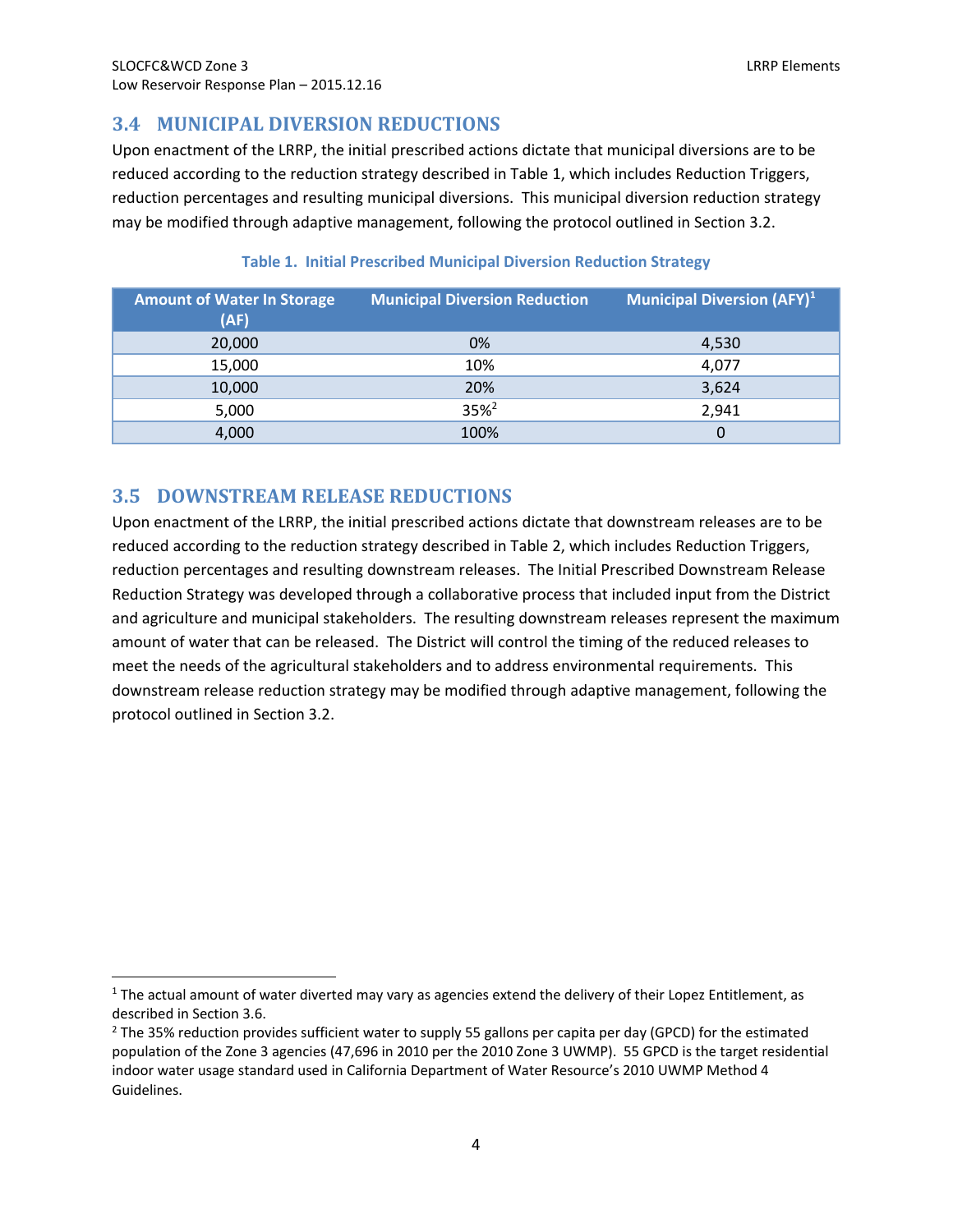## 3.4 MUNICIPAL DIVERSION REDUCTIONS

Upon enactment of the LRRP, the initial prescribed actions dictate that municipal diversions are to be reduced according to the reduction strategy described in Table 1, which includes Reduction Triggers, reduction percentages and resulting municipal diversions. This municipal diversion reduction strategy may be modified through adaptive management, following the protocol outlined in Section 3.2.

**Table 1. Initial Prescribed Municipal Diversion Reduction Strategy**

| Amount of Water In Storage (AF) | Municipal Diversion Reduction | Municipal Diversion (AFY)[1] |
|---|---|---|
| 20,000 | 0% | 4,530 |
| 15,000 | 10% | 4,077 |
| 10,000 | 20% | 3,624 |
| 5,000 | 35%[2] | 2,941 |
| 4,000 | 100% | 0 |

## 3.5 DOWNSTREAM RELEASE REDUCTIONS

Upon enactment of the LRRP, the initial prescribed actions dictate that downstream releases are to be reduced according to the reduction strategy described in Table 2, which includes Reduction Triggers, reduction percentages and resulting downstream releases. The Initial Prescribed Downstream Release Reduction Strategy was developed through a collaborative process that included input from the District and agriculture and municipal stakeholders. The resulting downstream releases represent the maximum amount of water that can be released. The District will control the timing of the reduced releases to meet the needs of the agricultural stakeholders and to address environmental requirements. This downstream release reduction strategy may be modified through adaptive management, following the protocol outlined in Section 3.2.

---

[1] The actual amount of water diverted may vary as agencies extend the delivery of their Lopez Entitlement, as described in Section 3.6.

[2] The 35% reduction provides sufficient water to supply 55 gallons per capita per day (GPCD) for the estimated population of the Zone 3 agencies (47,696 in 2010 per the 2010 Zone 3 UWMP). 55 GPCD is the target residential indoor water usage standard used in California Department of Water Resource's 2010 UWMP Method 4 Guidelines.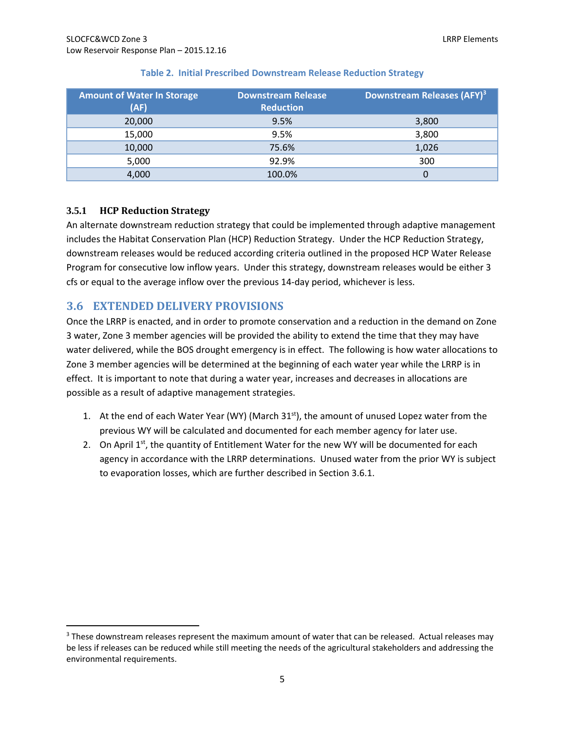**Table 2. Initial Prescribed Downstream Release Reduction Strategy**

| Amount of Water In Storage (AF) | Downstream Release Reduction | Downstream Releases (AFY)[3] |
|---|---|---|
| 20,000 | 9.5% | 3,800 |
| 15,000 | 9.5% | 3,800 |
| 10,000 | 75.6% | 1,026 |
| 5,000 | 92.9% | 300 |
| 4,000 | 100.0% | 0 |

### 3.5.1 HCP Reduction Strategy

An alternate downstream reduction strategy that could be implemented through adaptive management includes the Habitat Conservation Plan (HCP) Reduction Strategy. Under the HCP Reduction Strategy, downstream releases would be reduced according criteria outlined in the proposed HCP Water Release Program for consecutive low inflow years. Under this strategy, downstream releases would be either 3 cfs or equal to the average inflow over the previous 14-day period, whichever is less.

## 3.6 EXTENDED DELIVERY PROVISIONS

Once the LRRP is enacted, and in order to promote conservation and a reduction in the demand on Zone 3 water, Zone 3 member agencies will be provided the ability to extend the time that they may have water delivered, while the BOS drought emergency is in effect. The following is how water allocations to Zone 3 member agencies will be determined at the beginning of each water year while the LRRP is in effect. It is important to note that during a water year, increases and decreases in allocations are possible as a result of adaptive management strategies.

1. At the end of each Water Year (WY) (March 31st), the amount of unused Lopez water from the previous WY will be calculated and documented for each member agency for later use.
2. On April 1st, the quantity of Entitlement Water for the new WY will be documented for each agency in accordance with the LRRP determinations. Unused water from the prior WY is subject to evaporation losses, which are further described in Section 3.6.1.

---

[3] These downstream releases represent the maximum amount of water that can be released. Actual releases may be less if releases can be reduced while still meeting the needs of the agricultural stakeholders and addressing the environmental requirements.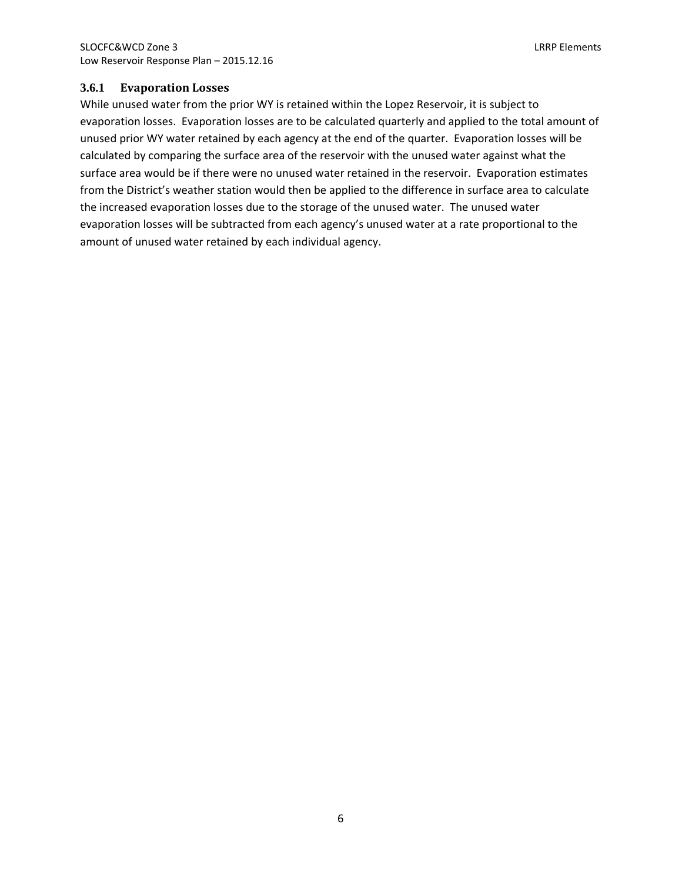### 3.6.1 Evaporation Losses

While unused water from the prior WY is retained within the Lopez Reservoir, it is subject to evaporation losses. Evaporation losses are to be calculated quarterly and applied to the total amount of unused prior WY water retained by each agency at the end of the quarter. Evaporation losses will be calculated by comparing the surface area of the reservoir with the unused water against what the surface area would be if there were no unused water retained in the reservoir. Evaporation estimates from the District's weather station would then be applied to the difference in surface area to calculate the increased evaporation losses due to the storage of the unused water. The unused water evaporation losses will be subtracted from each agency's unused water at a rate proportional to the amount of unused water retained by each individual agency.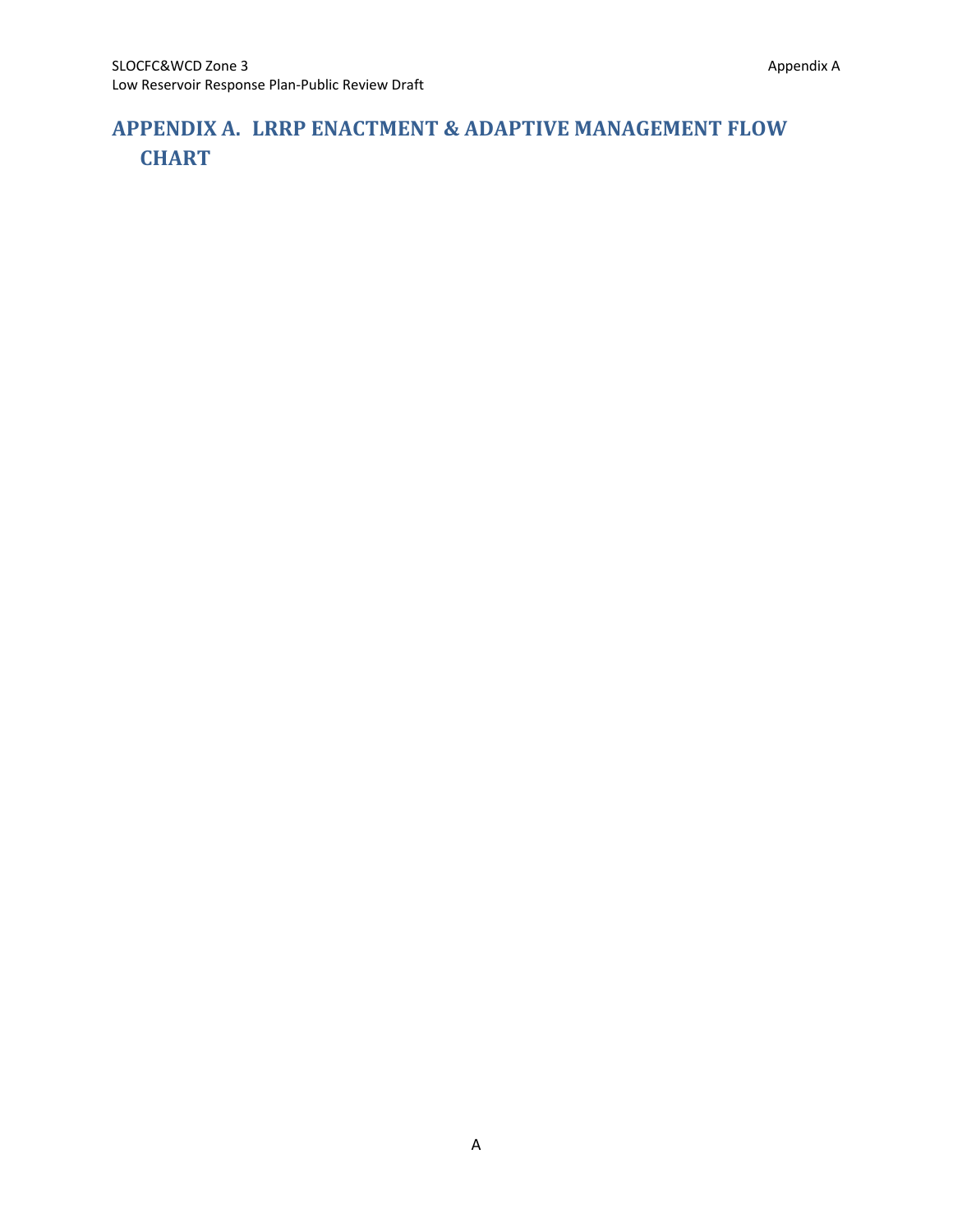# APPENDIX A. LRRP ENACTMENT & ADAPTIVE MANAGEMENT FLOW CHART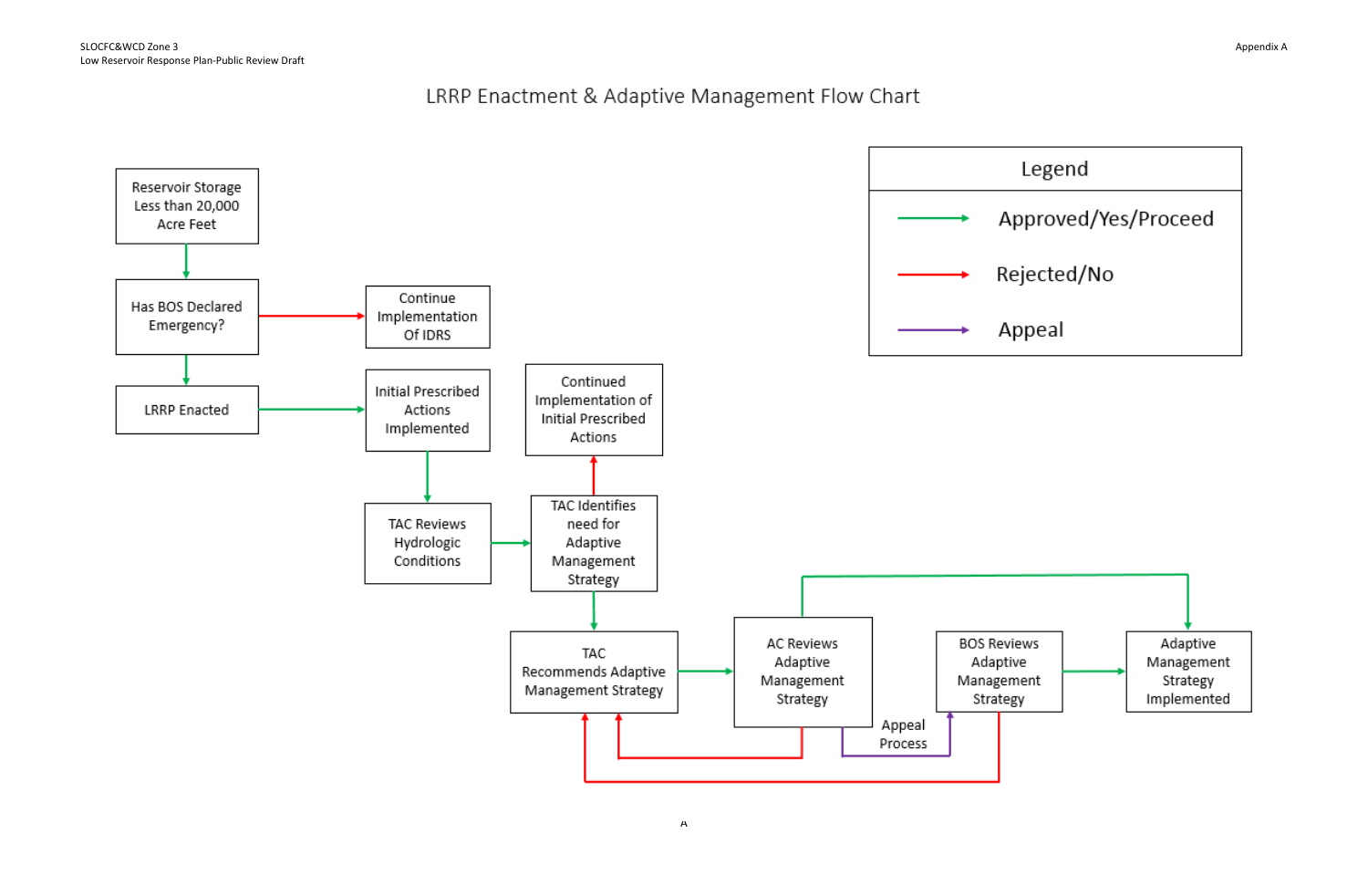# LRRP Enactment & Adaptive Management Flow Chart

**Legend**

- Green arrow: Approved/Yes/Proceed
- Red arrow: Rejected/No
- Purple arrow: Appeal

Reservoir Storage Less than 20,000 Acre Feet

Has BOS Declared Emergency?

Continue Implementation Of IDRS

LRRP Enacted

Initial Prescribed Actions Implemented

Continued Implementation of Initial Prescribed Actions

TAC Reviews Hydrologic Conditions

TAC Identifies need for Adaptive Management Strategy

TAC Recommends Adaptive Management Strategy

AC Reviews Adaptive Management Strategy

BOS Reviews Adaptive Management Strategy

Adaptive Management Strategy Implemented

Appeal Process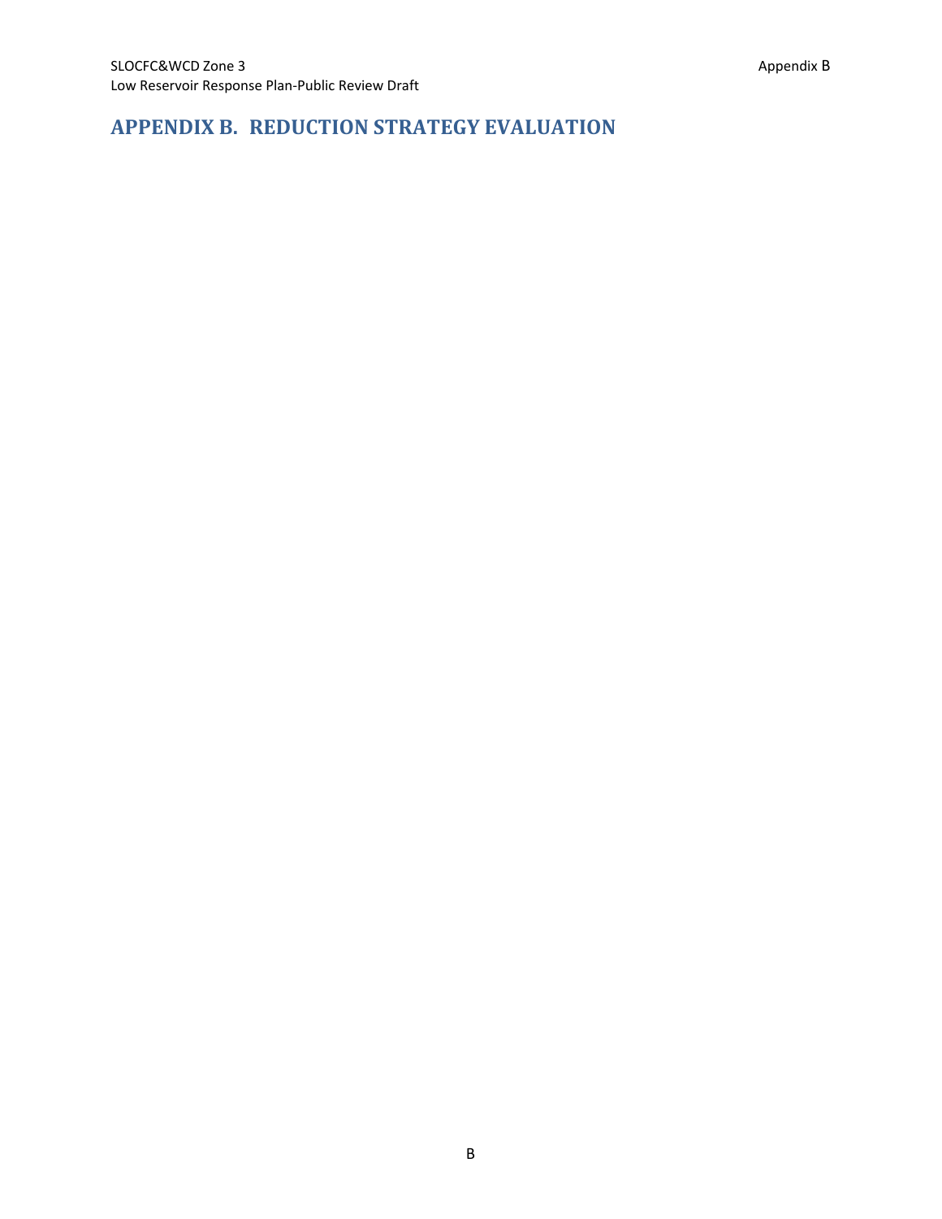# APPENDIX B. REDUCTION STRATEGY EVALUATION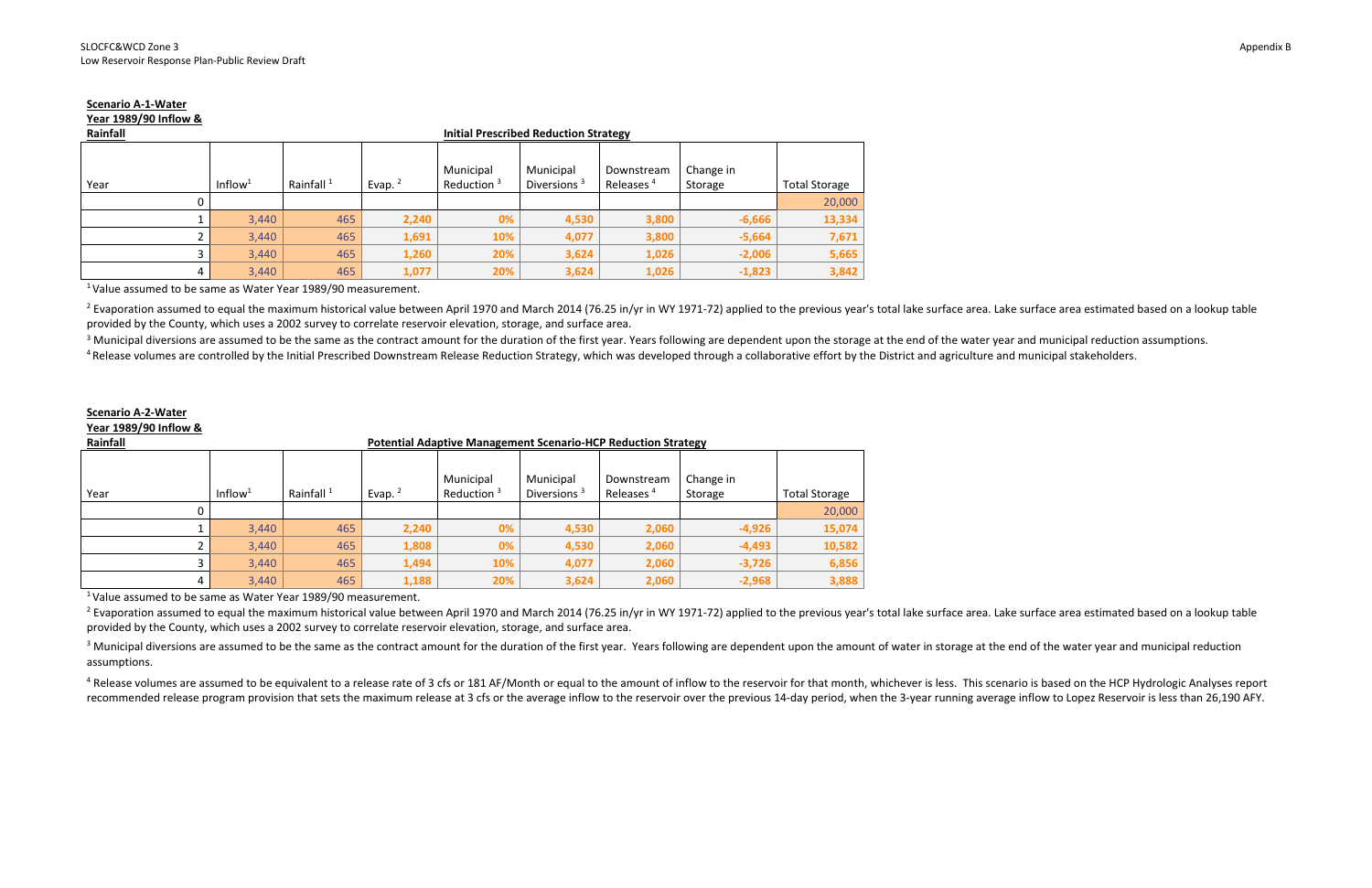**Scenario A-1-Water Year 1989/90 Inflow & Rainfall**

**Initial Prescribed Reduction Strategy**

| Year | Inflow[1] | Rainfall [1] | Evap. [2] | Municipal Reduction [3] | Municipal Diversions [3] | Downstream Releases [4] | Change in Storage | Total Storage |
|---|---|---|---|---|---|---|---|---|
| 0 | | | | | | | | 20,000 |
| 1 | 3,440 | 465 | 2,240 | 0% | 4,530 | 3,800 | -6,666 | 13,334 |
| 2 | 3,440 | 465 | 1,691 | 10% | 4,077 | 3,800 | -5,664 | 7,671 |
| 3 | 3,440 | 465 | 1,260 | 20% | 3,624 | 1,026 | -2,006 | 5,665 |
| 4 | 3,440 | 465 | 1,077 | 20% | 3,624 | 1,026 | -1,823 | 3,842 |

[1] Value assumed to be same as Water Year 1989/90 measurement.

[2] Evaporation assumed to equal the maximum historical value between April 1970 and March 2014 (76.25 in/yr in WY 1971-72) applied to the previous year's total lake surface area. Lake surface area estimated based on a lookup table provided by the County, which uses a 2002 survey to correlate reservoir elevation, storage, and surface area.

[3] Municipal diversions are assumed to be the same as the contract amount for the duration of the first year. Years following are dependent upon the storage at the end of the water year and municipal reduction assumptions.

[4] Release volumes are controlled by the Initial Prescribed Downstream Release Reduction Strategy, which was developed through a collaborative effort by the District and agriculture and municipal stakeholders.

**Scenario A-2-Water Year 1989/90 Inflow & Rainfall**

**Potential Adaptive Management Scenario-HCP Reduction Strategy**

| Year | Inflow[1] | Rainfall [1] | Evap. [2] | Municipal Reduction [3] | Municipal Diversions [3] | Downstream Releases [4] | Change in Storage | Total Storage |
|---|---|---|---|---|---|---|---|---|
| 0 | | | | | | | | 20,000 |
| 1 | 3,440 | 465 | 2,240 | 0% | 4,530 | 2,060 | -4,926 | 15,074 |
| 2 | 3,440 | 465 | 1,808 | 0% | 4,530 | 2,060 | -4,493 | 10,582 |
| 3 | 3,440 | 465 | 1,494 | 10% | 4,077 | 2,060 | -3,726 | 6,856 |
| 4 | 3,440 | 465 | 1,188 | 20% | 3,624 | 2,060 | -2,968 | 3,888 |

[1] Value assumed to be same as Water Year 1989/90 measurement.

[2] Evaporation assumed to equal the maximum historical value between April 1970 and March 2014 (76.25 in/yr in WY 1971-72) applied to the previous year's total lake surface area. Lake surface area estimated based on a lookup table provided by the County, which uses a 2002 survey to correlate reservoir elevation, storage, and surface area.

[3] Municipal diversions are assumed to be the same as the contract amount for the duration of the first year. Years following are dependent upon the amount of water in storage at the end of the water year and municipal reduction assumptions.

[4] Release volumes are assumed to be equivalent to a release rate of 3 cfs or 181 AF/Month or equal to the amount of inflow to the reservoir for that month, whichever is less. This scenario is based on the HCP Hydrologic Analyses report recommended release program provision that sets the maximum release at 3 cfs or the average inflow to the reservoir over the previous 14-day period, when the 3-year running average inflow to Lopez Reservoir is less than 26,190 AFY.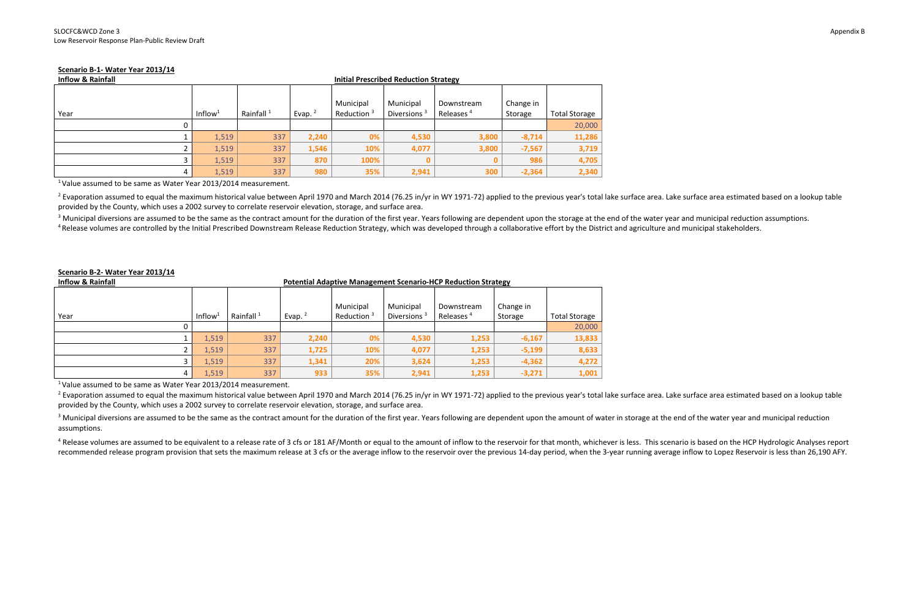**Scenario B-1- Water Year 2013/14**

**Inflow & Rainfall** | **Initial Prescribed Reduction Strategy**

| Year | Inflow[1] | Rainfall [1] | Evap. [2] | Municipal Reduction [3] | Municipal Diversions [3] | Downstream Releases [4] | Change in Storage | Total Storage |
|---|---|---|---|---|---|---|---|---|
| 0 | | | | | | | | 20,000 |
| 1 | 1,519 | 337 | 2,240 | 0% | 4,530 | 3,800 | -8,714 | 11,286 |
| 2 | 1,519 | 337 | 1,546 | 10% | 4,077 | 3,800 | -7,567 | 3,719 |
| 3 | 1,519 | 337 | 870 | 100% | 0 | 0 | 986 | 4,705 |
| 4 | 1,519 | 337 | 980 | 35% | 2,941 | 300 | -2,364 | 2,340 |

[1] Value assumed to be same as Water Year 2013/2014 measurement.

[2] Evaporation assumed to equal the maximum historical value between April 1970 and March 2014 (76.25 in/yr in WY 1971-72) applied to the previous year's total lake surface area. Lake surface area estimated based on a lookup table provided by the County, which uses a 2002 survey to correlate reservoir elevation, storage, and surface area.

[3] Municipal diversions are assumed to be the same as the contract amount for the duration of the first year. Years following are dependent upon the storage at the end of the water year and municipal reduction assumptions.

[4] Release volumes are controlled by the Initial Prescribed Downstream Release Reduction Strategy, which was developed through a collaborative effort by the District and agriculture and municipal stakeholders.

**Scenario B-2- Water Year 2013/14**

**Inflow & Rainfall** | **Potential Adaptive Management Scenario-HCP Reduction Strategy**

| Year | Inflow[1] | Rainfall [1] | Evap. [2] | Municipal Reduction [3] | Municipal Diversions [3] | Downstream Releases [4] | Change in Storage | Total Storage |
|---|---|---|---|---|---|---|---|---|
| 0 | | | | | | | | 20,000 |
| 1 | 1,519 | 337 | 2,240 | 0% | 4,530 | 1,253 | -6,167 | 13,833 |
| 2 | 1,519 | 337 | 1,725 | 10% | 4,077 | 1,253 | -5,199 | 8,633 |
| 3 | 1,519 | 337 | 1,341 | 20% | 3,624 | 1,253 | -4,362 | 4,272 |
| 4 | 1,519 | 337 | 933 | 35% | 2,941 | 1,253 | -3,271 | 1,001 |

[1] Value assumed to be same as Water Year 2013/2014 measurement.

[2] Evaporation assumed to equal the maximum historical value between April 1970 and March 2014 (76.25 in/yr in WY 1971-72) applied to the previous year's total lake surface area. Lake surface area estimated based on a lookup table provided by the County, which uses a 2002 survey to correlate reservoir elevation, storage, and surface area.

[3] Municipal diversions are assumed to be the same as the contract amount for the duration of the first year. Years following are dependent upon the amount of water in storage at the end of the water year and municipal reduction assumptions.

[4] Release volumes are assumed to be equivalent to a release rate of 3 cfs or 181 AF/Month or equal to the amount of inflow to the reservoir for that month, whichever is less. This scenario is based on the HCP Hydrologic Analyses report recommended release program provision that sets the maximum release at 3 cfs or the average inflow to the reservoir over the previous 14-day period, when the 3-year running average inflow to Lopez Reservoir is less than 26,190 AFY.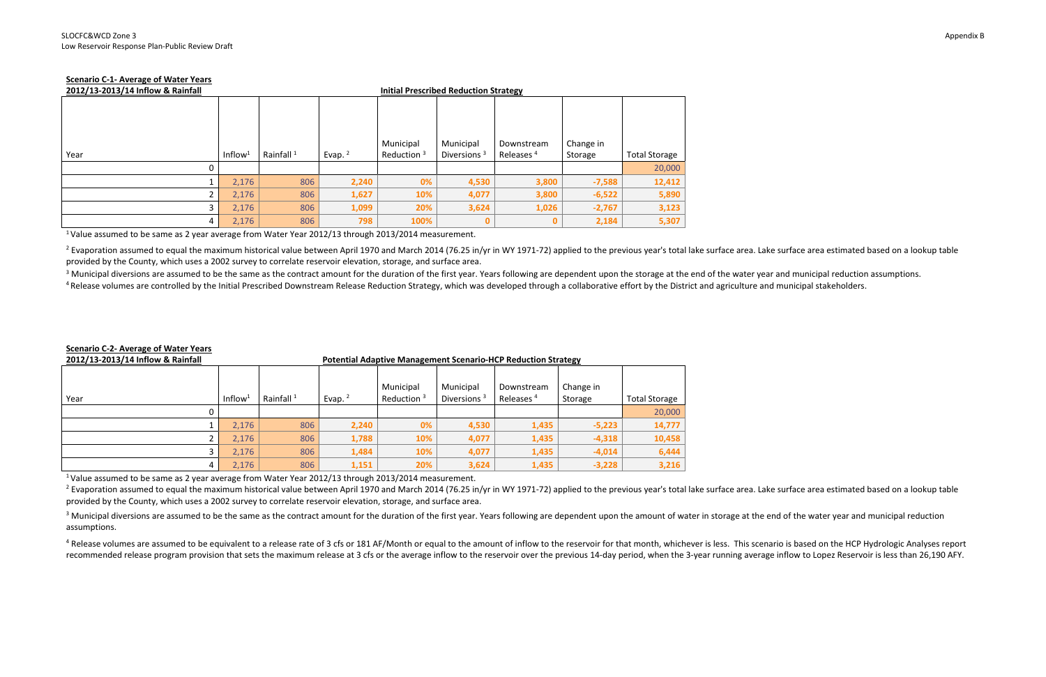**Scenario C-1- Average of Water Years**
**2012/13-2013/14 Inflow & Rainfall**

**Initial Prescribed Reduction Strategy**

| Year | Inflow[1] | Rainfall [1] | Evap. [2] | Municipal Reduction [3] | Municipal Diversions [3] | Downstream Releases [4] | Change in Storage | Total Storage |
|---|---|---|---|---|---|---|---|---|
| 0 | | | | | | | | 20,000 |
| 1 | 2,176 | 806 | 2,240 | 0% | 4,530 | 3,800 | -7,588 | 12,412 |
| 2 | 2,176 | 806 | 1,627 | 10% | 4,077 | 3,800 | -6,522 | 5,890 |
| 3 | 2,176 | 806 | 1,099 | 20% | 3,624 | 1,026 | -2,767 | 3,123 |
| 4 | 2,176 | 806 | 798 | 100% | 0 | 0 | 2,184 | 5,307 |

[1] Value assumed to be same as 2 year average from Water Year 2012/13 through 2013/2014 measurement.

[2] Evaporation assumed to equal the maximum historical value between April 1970 and March 2014 (76.25 in/yr in WY 1971-72) applied to the previous year's total lake surface area. Lake surface area estimated based on a lookup table provided by the County, which uses a 2002 survey to correlate reservoir elevation, storage, and surface area.

[3] Municipal diversions are assumed to be the same as the contract amount for the duration of the first year. Years following are dependent upon the storage at the end of the water year and municipal reduction assumptions.

[4] Release volumes are controlled by the Initial Prescribed Downstream Release Reduction Strategy, which was developed through a collaborative effort by the District and agriculture and municipal stakeholders.

**Scenario C-2- Average of Water Years**
**2012/13-2013/14 Inflow & Rainfall**

**Potential Adaptive Management Scenario-HCP Reduction Strategy**

| Year | Inflow[1] | Rainfall [1] | Evap. [2] | Municipal Reduction [3] | Municipal Diversions [3] | Downstream Releases [4] | Change in Storage | Total Storage |
|---|---|---|---|---|---|---|---|---|
| 0 | | | | | | | | 20,000 |
| 1 | 2,176 | 806 | 2,240 | 0% | 4,530 | 1,435 | -5,223 | 14,777 |
| 2 | 2,176 | 806 | 1,788 | 10% | 4,077 | 1,435 | -4,318 | 10,458 |
| 3 | 2,176 | 806 | 1,484 | 10% | 4,077 | 1,435 | -4,014 | 6,444 |
| 4 | 2,176 | 806 | 1,151 | 20% | 3,624 | 1,435 | -3,228 | 3,216 |

[1] Value assumed to be same as 2 year average from Water Year 2012/13 through 2013/2014 measurement.

[2] Evaporation assumed to equal the maximum historical value between April 1970 and March 2014 (76.25 in/yr in WY 1971-72) applied to the previous year's total lake surface area. Lake surface area estimated based on a lookup table provided by the County, which uses a 2002 survey to correlate reservoir elevation, storage, and surface area.

[3] Municipal diversions are assumed to be the same as the contract amount for the duration of the first year. Years following are dependent upon the amount of water in storage at the end of the water year and municipal reduction assumptions.

[4] Release volumes are assumed to be equivalent to a release rate of 3 cfs or 181 AF/Month or equal to the amount of inflow to the reservoir for that month, whichever is less. This scenario is based on the HCP Hydrologic Analyses report recommended release program provision that sets the maximum release at 3 cfs or the average inflow to the reservoir over the previous 14-day period, when the 3-year running average inflow to Lopez Reservoir is less than 26,190 AFY.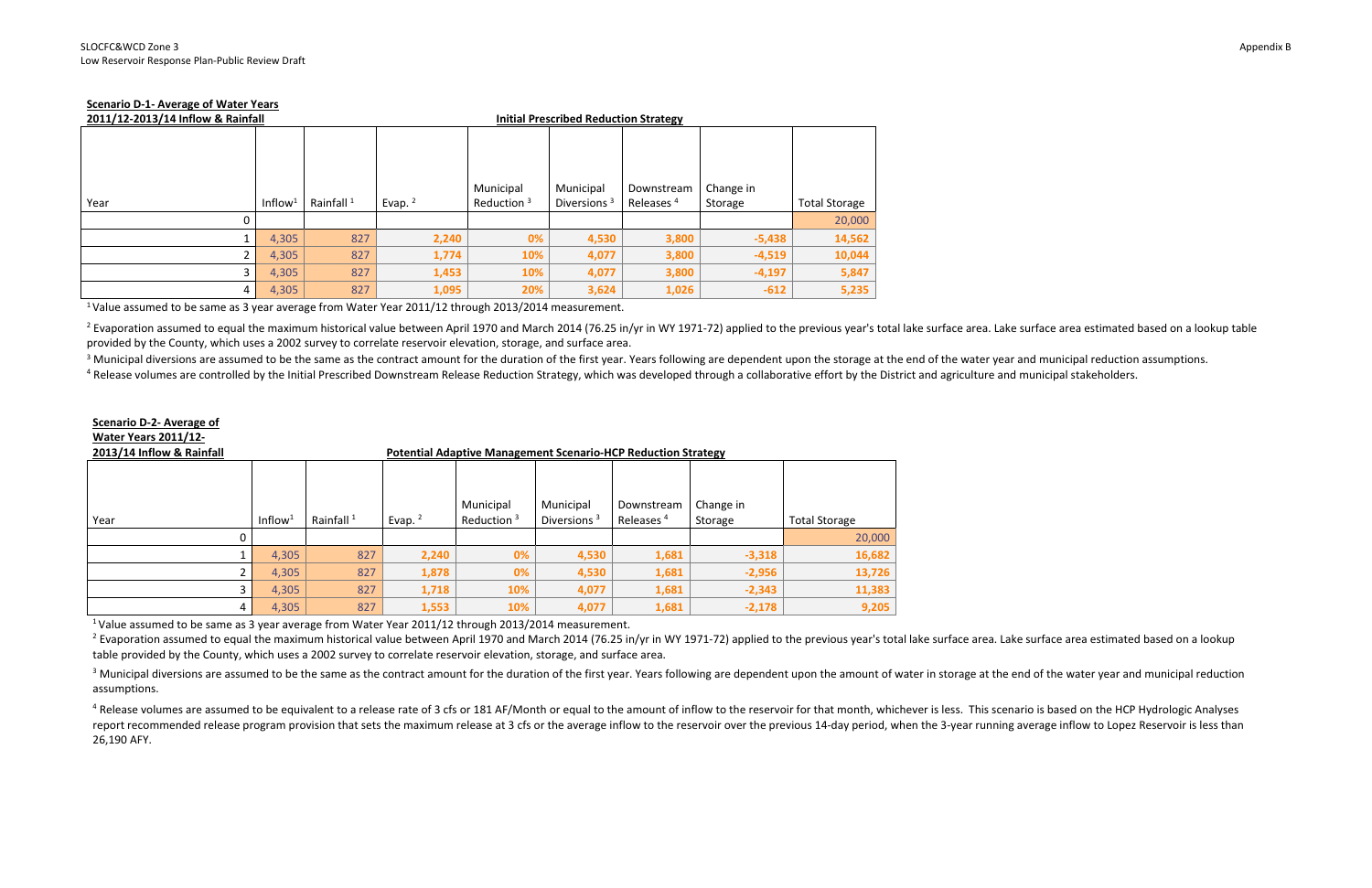**Scenario D-1- Average of Water Years 2011/12-2013/14 Inflow & Rainfall**

**Initial Prescribed Reduction Strategy**

| Year | Inflow[1] | Rainfall [1] | Evap. [2] | Municipal Reduction [3] | Municipal Diversions [3] | Downstream Releases [4] | Change in Storage | Total Storage |
|---|---|---|---|---|---|---|---|---|
| 0 | | | | | | | | 20,000 |
| 1 | 4,305 | 827 | 2,240 | 0% | 4,530 | 3,800 | -5,438 | 14,562 |
| 2 | 4,305 | 827 | 1,774 | 10% | 4,077 | 3,800 | -4,519 | 10,044 |
| 3 | 4,305 | 827 | 1,453 | 10% | 4,077 | 3,800 | -4,197 | 5,847 |
| 4 | 4,305 | 827 | 1,095 | 20% | 3,624 | 1,026 | -612 | 5,235 |

[1] Value assumed to be same as 3 year average from Water Year 2011/12 through 2013/2014 measurement.

[2] Evaporation assumed to equal the maximum historical value between April 1970 and March 2014 (76.25 in/yr in WY 1971-72) applied to the previous year's total lake surface area. Lake surface area estimated based on a lookup table provided by the County, which uses a 2002 survey to correlate reservoir elevation, storage, and surface area.

[3] Municipal diversions are assumed to be the same as the contract amount for the duration of the first year. Years following are dependent upon the storage at the end of the water year and municipal reduction assumptions.

[4] Release volumes are controlled by the Initial Prescribed Downstream Release Reduction Strategy, which was developed through a collaborative effort by the District and agriculture and municipal stakeholders.

**Scenario D-2- Average of Water Years 2011/12-2013/14 Inflow & Rainfall**

**Potential Adaptive Management Scenario-HCP Reduction Strategy**

| Year | Inflow[1] | Rainfall [1] | Evap. [2] | Municipal Reduction [3] | Municipal Diversions [3] | Downstream Releases [4] | Change in Storage | Total Storage |
|---|---|---|---|---|---|---|---|---|
| 0 | | | | | | | | 20,000 |
| 1 | 4,305 | 827 | 2,240 | 0% | 4,530 | 1,681 | -3,318 | 16,682 |
| 2 | 4,305 | 827 | 1,878 | 0% | 4,530 | 1,681 | -2,956 | 13,726 |
| 3 | 4,305 | 827 | 1,718 | 10% | 4,077 | 1,681 | -2,343 | 11,383 |
| 4 | 4,305 | 827 | 1,553 | 10% | 4,077 | 1,681 | -2,178 | 9,205 |

[1] Value assumed to be same as 3 year average from Water Year 2011/12 through 2013/2014 measurement.

[2] Evaporation assumed to equal the maximum historical value between April 1970 and March 2014 (76.25 in/yr in WY 1971-72) applied to the previous year's total lake surface area. Lake surface area estimated based on a lookup table provided by the County, which uses a 2002 survey to correlate reservoir elevation, storage, and surface area.

[3] Municipal diversions are assumed to be the same as the contract amount for the duration of the first year. Years following are dependent upon the amount of water in storage at the end of the water year and municipal reduction assumptions.

[4] Release volumes are assumed to be equivalent to a release rate of 3 cfs or 181 AF/Month or equal to the amount of inflow to the reservoir for that month, whichever is less. This scenario is based on the HCP Hydrologic Analyses report recommended release program provision that sets the maximum release at 3 cfs or the average inflow to the reservoir over the previous 14-day period, when the 3-year running average inflow to Lopez Reservoir is less than 26,190 AFY.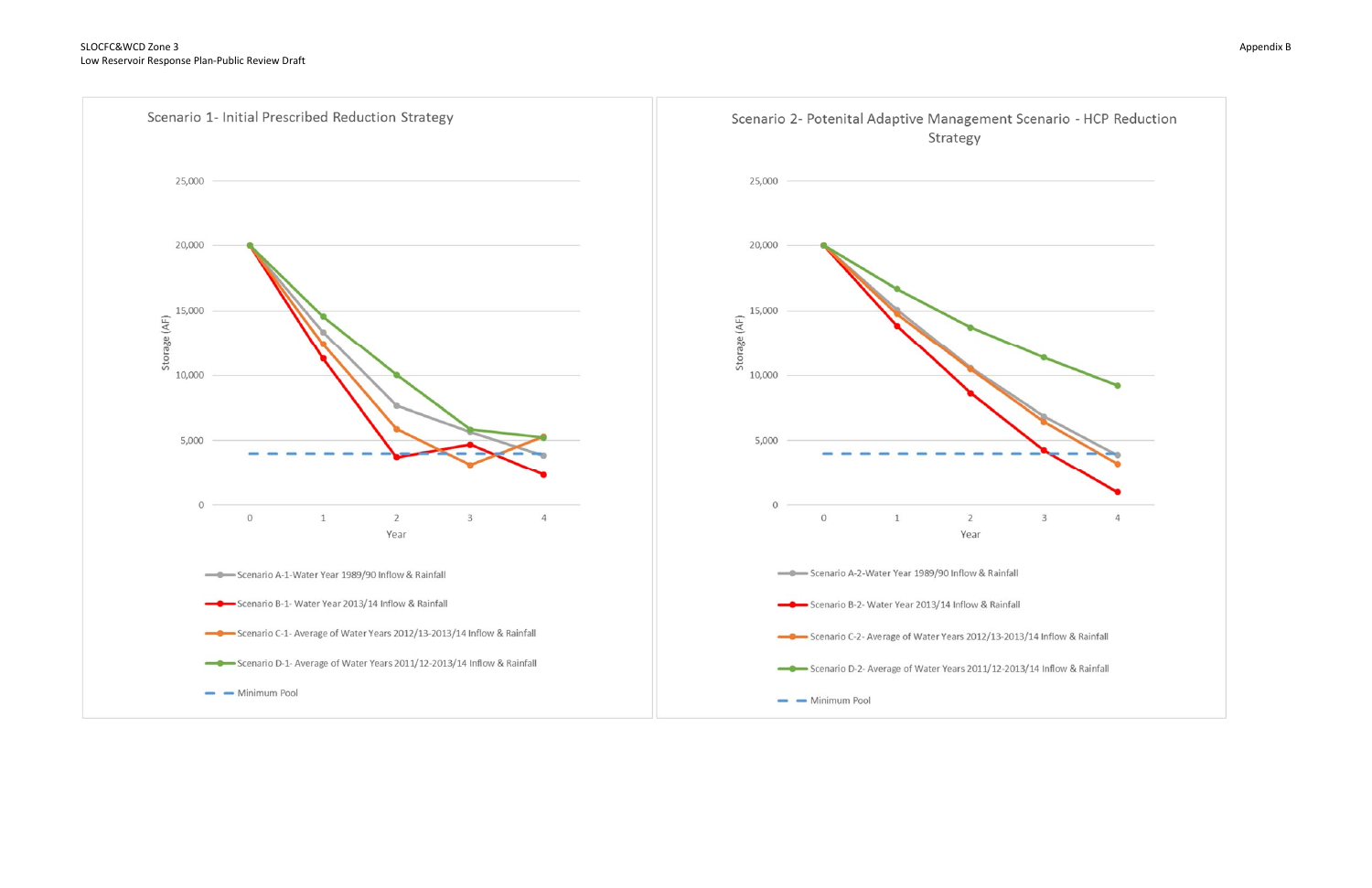Scenario 1- Initial Prescribed Reduction Strategy

25,000
20,000
15,000
10,000
5,000
0

Storage (AF)

0
1
2
3
4

Year

Scenario A-1-Water Year 1989/90 Inflow & Rainfall

Scenario B-1- Water Year 2013/14 Inflow & Rainfall

Scenario C-1- Average of Water Years 2012/13-2013/14 Inflow & Rainfall

Scenario D-1- Average of Water Years 2011/12-2013/14 Inflow & Rainfall

Minimum Pool

Scenario 2- Potenital Adaptive Management Scenario - HCP Reduction Strategy

25,000
20,000
15,000
10,000
5,000
0

Storage (AF)

0
1
2
3
4

Year

Scenario A-2-Water Year 1989/90 Inflow & Rainfall

Scenario B-2- Water Year 2013/14 Inflow & Rainfall

Scenario C-2- Average of Water Years 2012/13-2013/14 Inflow & Rainfall

Scenario D-2- Average of Water Years 2011/12-2013/14 Inflow & Rainfall

Minimum Pool